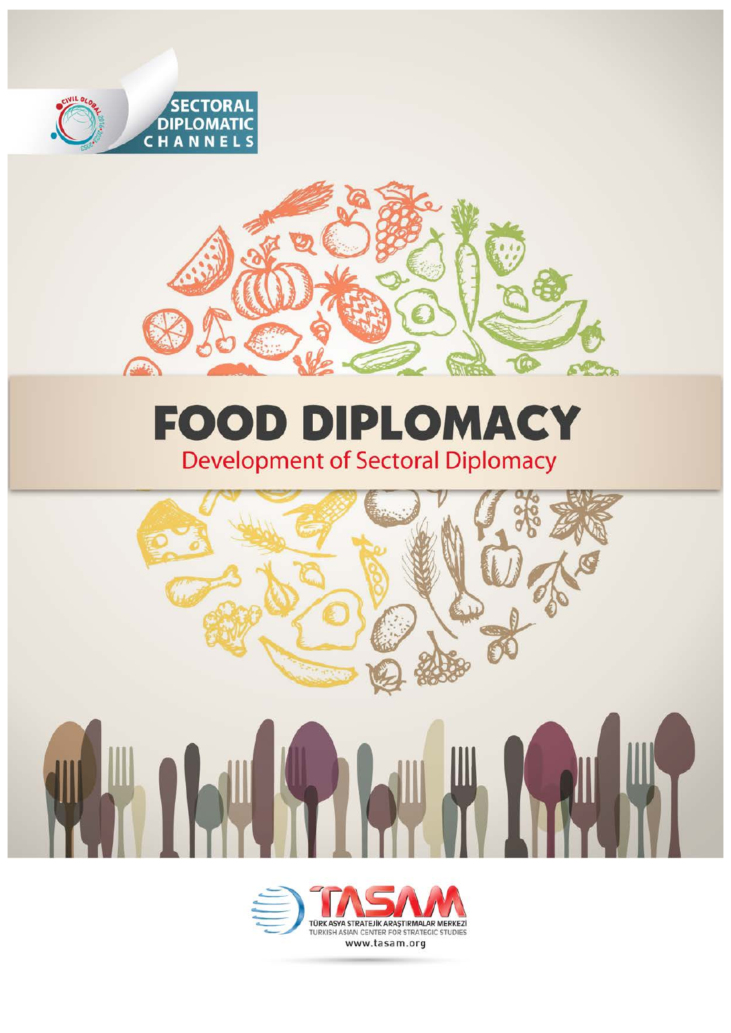SECTORAL DIPLOMATIC CHANNELS

# FOOD DIPLOMACY

## Development of Sectoral Diplomacy

TASAM

TÜRK ASYA STRATEJİK ARAŞTIRMALAR MERKEZİ

TURKISH ASIAN CENTER FOR STRATEGIC STUDIES

www.tasam.org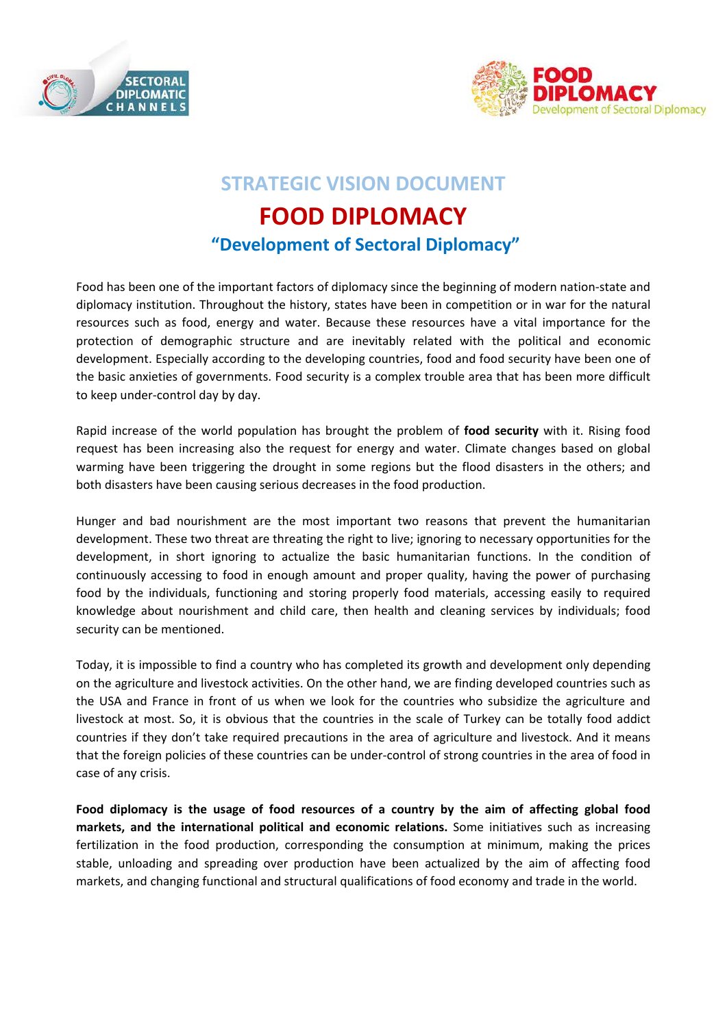# STRATEGIC VISION DOCUMENT

# FOOD DIPLOMACY

## "Development of Sectoral Diplomacy"

Food has been one of the important factors of diplomacy since the beginning of modern nation-state and diplomacy institution. Throughout the history, states have been in competition or in war for the natural resources such as food, energy and water. Because these resources have a vital importance for the protection of demographic structure and are inevitably related with the political and economic development. Especially according to the developing countries, food and food security have been one of the basic anxieties of governments. Food security is a complex trouble area that has been more difficult to keep under-control day by day.

Rapid increase of the world population has brought the problem of **food security** with it. Rising food request has been increasing also the request for energy and water. Climate changes based on global warming have been triggering the drought in some regions but the flood disasters in the others; and both disasters have been causing serious decreases in the food production.

Hunger and bad nourishment are the most important two reasons that prevent the humanitarian development. These two threat are threating the right to live; ignoring to necessary opportunities for the development, in short ignoring to actualize the basic humanitarian functions. In the condition of continuously accessing to food in enough amount and proper quality, having the power of purchasing food by the individuals, functioning and storing properly food materials, accessing easily to required knowledge about nourishment and child care, then health and cleaning services by individuals; food security can be mentioned.

Today, it is impossible to find a country who has completed its growth and development only depending on the agriculture and livestock activities. On the other hand, we are finding developed countries such as the USA and France in front of us when we look for the countries who subsidize the agriculture and livestock at most. So, it is obvious that the countries in the scale of Turkey can be totally food addict countries if they don't take required precautions in the area of agriculture and livestock. And it means that the foreign policies of these countries can be under-control of strong countries in the area of food in case of any crisis.

**Food diplomacy is the usage of food resources of a country by the aim of affecting global food markets, and the international political and economic relations.** Some initiatives such as increasing fertilization in the food production, corresponding the consumption at minimum, making the prices stable, unloading and spreading over production have been actualized by the aim of affecting food markets, and changing functional and structural qualifications of food economy and trade in the world.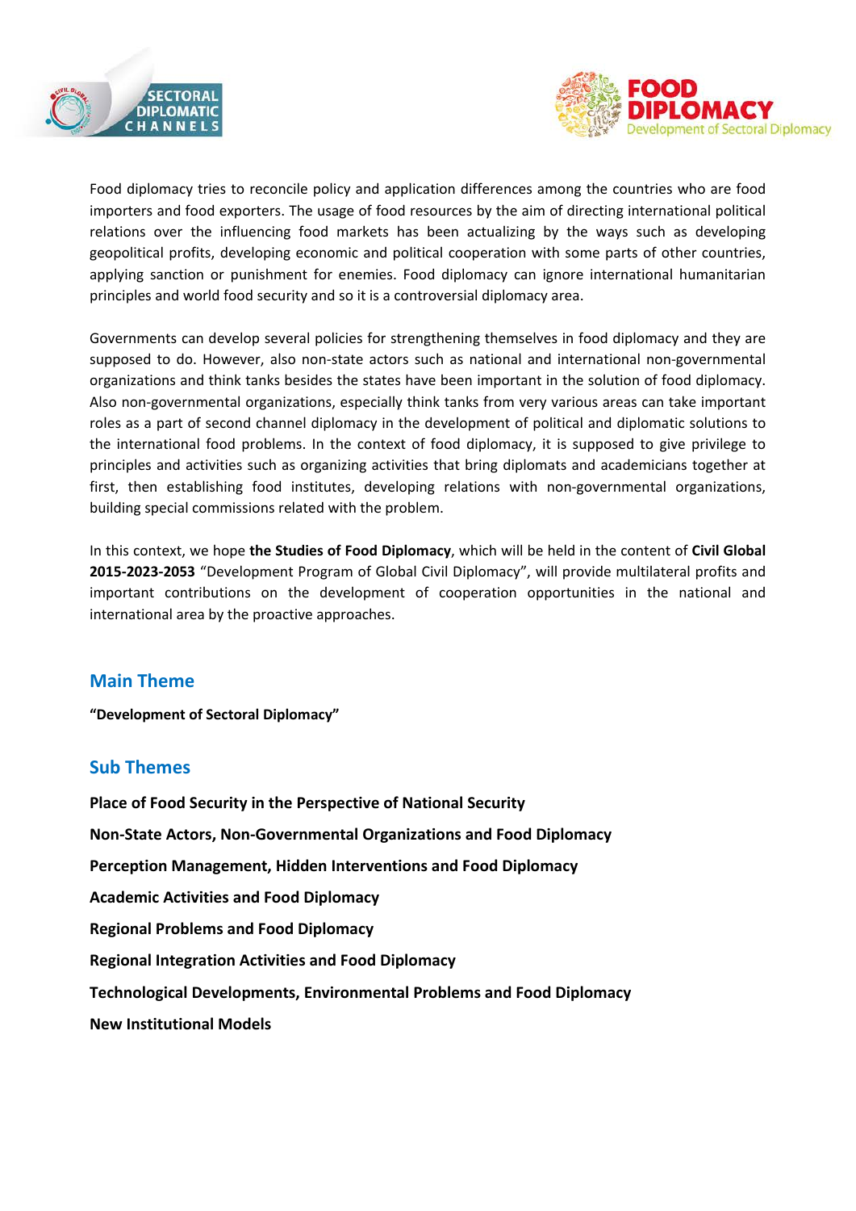Food diplomacy tries to reconcile policy and application differences among the countries who are food importers and food exporters. The usage of food resources by the aim of directing international political relations over the influencing food markets has been actualizing by the ways such as developing geopolitical profits, developing economic and political cooperation with some parts of other countries, applying sanction or punishment for enemies. Food diplomacy can ignore international humanitarian principles and world food security and so it is a controversial diplomacy area.

Governments can develop several policies for strengthening themselves in food diplomacy and they are supposed to do. However, also non-state actors such as national and international non-governmental organizations and think tanks besides the states have been important in the solution of food diplomacy. Also non-governmental organizations, especially think tanks from very various areas can take important roles as a part of second channel diplomacy in the development of political and diplomatic solutions to the international food problems. In the context of food diplomacy, it is supposed to give privilege to principles and activities such as organizing activities that bring diplomats and academicians together at first, then establishing food institutes, developing relations with non-governmental organizations, building special commissions related with the problem.

In this context, we hope **the Studies of Food Diplomacy**, which will be held in the content of **Civil Global 2015-2023-2053** "Development Program of Global Civil Diplomacy", will provide multilateral profits and important contributions on the development of cooperation opportunities in the national and international area by the proactive approaches.

## Main Theme

**"Development of Sectoral Diplomacy"**

## Sub Themes

**Place of Food Security in the Perspective of National Security**

**Non-State Actors, Non-Governmental Organizations and Food Diplomacy**

**Perception Management, Hidden Interventions and Food Diplomacy**

**Academic Activities and Food Diplomacy**

**Regional Problems and Food Diplomacy**

**Regional Integration Activities and Food Diplomacy**

**Technological Developments, Environmental Problems and Food Diplomacy**

**New Institutional Models**